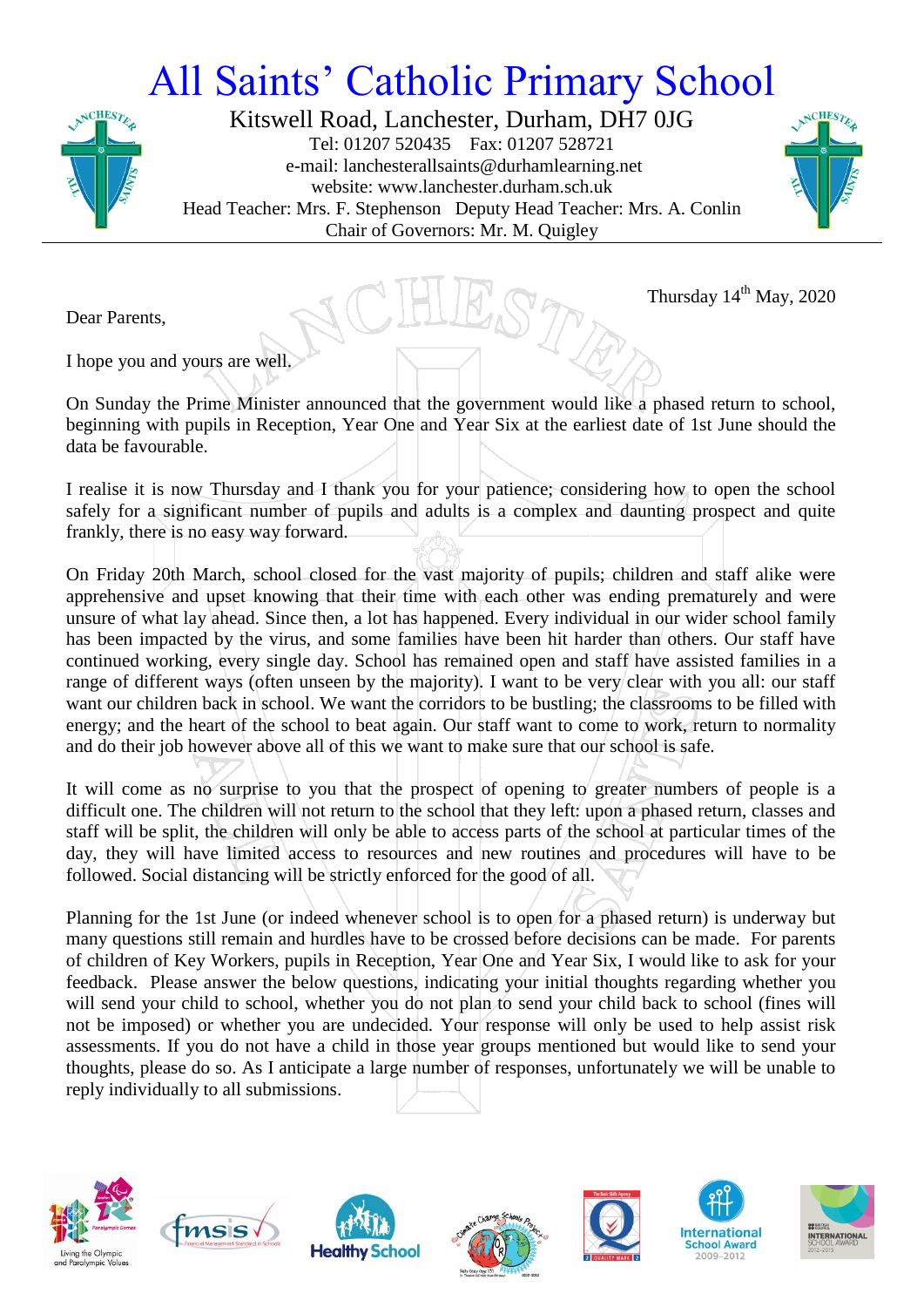# All Saints' Catholic Primary School

Kitswell Road, Lanchester, Durham, DH7 0JG
Tel: 01207 520435 Fax: 01207 528721
e-mail: lanchesterallsaints@durhamlearning.net
website: www.lanchester.durham.sch.uk
Head Teacher: Mrs. F. Stephenson Deputy Head Teacher: Mrs. A. Conlin
Chair of Governors: Mr. M. Quigley

Thursday 14th May, 2020

Dear Parents,

I hope you and yours are well.

On Sunday the Prime Minister announced that the government would like a phased return to school, beginning with pupils in Reception, Year One and Year Six at the earliest date of 1st June should the data be favourable.

I realise it is now Thursday and I thank you for your patience; considering how to open the school safely for a significant number of pupils and adults is a complex and daunting prospect and quite frankly, there is no easy way forward.

On Friday 20th March, school closed for the vast majority of pupils; children and staff alike were apprehensive and upset knowing that their time with each other was ending prematurely and were unsure of what lay ahead. Since then, a lot has happened. Every individual in our wider school family has been impacted by the virus, and some families have been hit harder than others. Our staff have continued working, every single day. School has remained open and staff have assisted families in a range of different ways (often unseen by the majority). I want to be very clear with you all: our staff want our children back in school. We want the corridors to be bustling; the classrooms to be filled with energy; and the heart of the school to beat again. Our staff want to come to work, return to normality and do their job however above all of this we want to make sure that our school is safe.

It will come as no surprise to you that the prospect of opening to greater numbers of people is a difficult one. The children will not return to the school that they left: upon a phased return, classes and staff will be split, the children will only be able to access parts of the school at particular times of the day, they will have limited access to resources and new routines and procedures will have to be followed. Social distancing will be strictly enforced for the good of all.

Planning for the 1st June (or indeed whenever school is to open for a phased return) is underway but many questions still remain and hurdles have to be crossed before decisions can be made. For parents of children of Key Workers, pupils in Reception, Year One and Year Six, I would like to ask for your feedback. Please answer the below questions, indicating your initial thoughts regarding whether you will send your child to school, whether you do not plan to send your child back to school (fines will not be imposed) or whether you are undecided. Your response will only be used to help assist risk assessments. If you do not have a child in those year groups mentioned but would like to send your thoughts, please do so. As I anticipate a large number of responses, unfortunately we will be unable to reply individually to all submissions.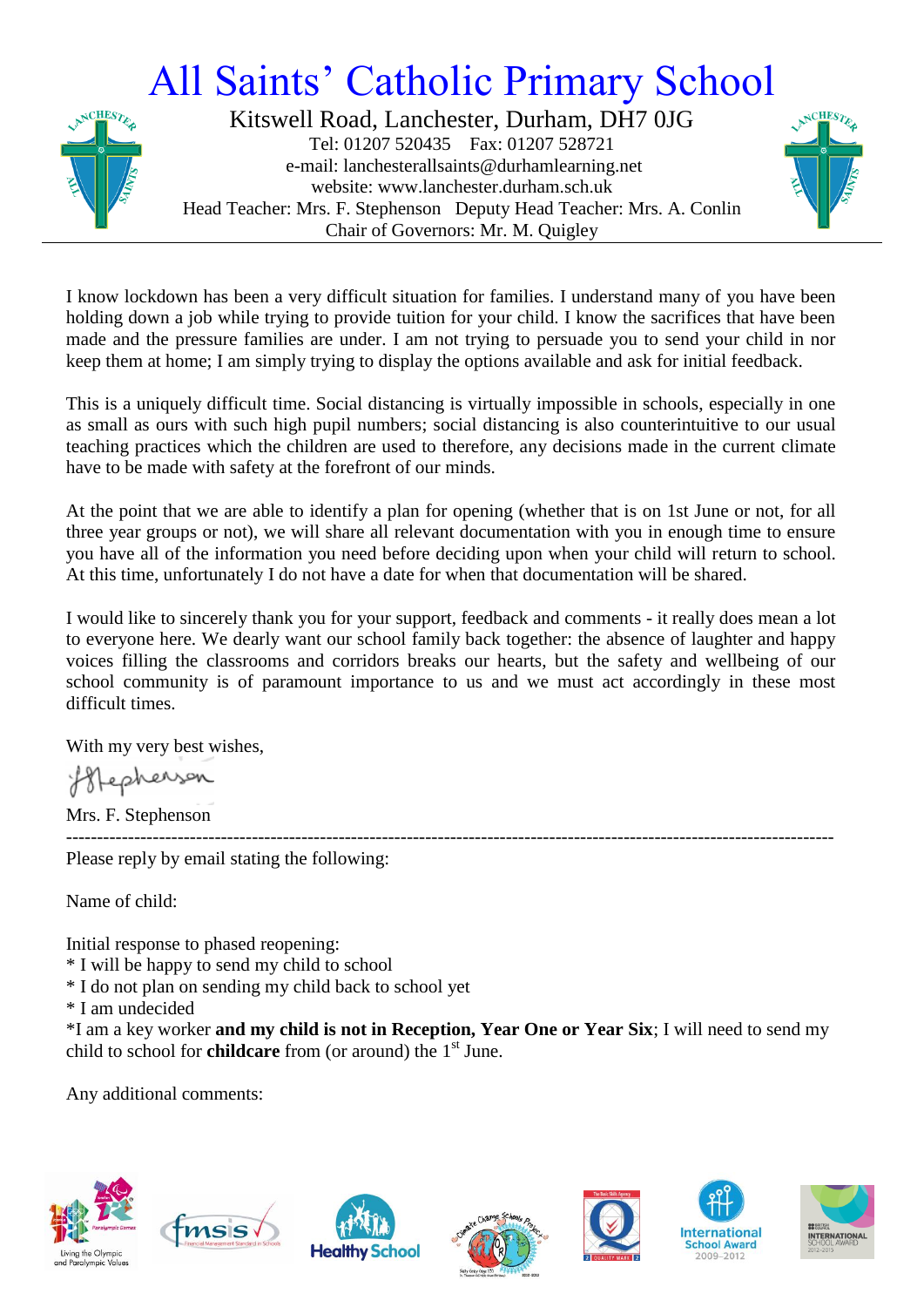# All Saints' Catholic Primary School

Kitswell Road, Lanchester, Durham, DH7 0JG
Tel: 01207 520435 Fax: 01207 528721
e-mail: lanchesterallsaints@durhamlearning.net
website: www.lanchester.durham.sch.uk
Head Teacher: Mrs. F. Stephenson Deputy Head Teacher: Mrs. A. Conlin
Chair of Governors: Mr. M. Quigley

I know lockdown has been a very difficult situation for families. I understand many of you have been holding down a job while trying to provide tuition for your child. I know the sacrifices that have been made and the pressure families are under. I am not trying to persuade you to send your child in nor keep them at home; I am simply trying to display the options available and ask for initial feedback.

This is a uniquely difficult time. Social distancing is virtually impossible in schools, especially in one as small as ours with such high pupil numbers; social distancing is also counterintuitive to our usual teaching practices which the children are used to therefore, any decisions made in the current climate have to be made with safety at the forefront of our minds.

At the point that we are able to identify a plan for opening (whether that is on 1st June or not, for all three year groups or not), we will share all relevant documentation with you in enough time to ensure you have all of the information you need before deciding upon when your child will return to school. At this time, unfortunately I do not have a date for when that documentation will be shared.

I would like to sincerely thank you for your support, feedback and comments - it really does mean a lot to everyone here. We dearly want our school family back together: the absence of laughter and happy voices filling the classrooms and corridors breaks our hearts, but the safety and wellbeing of our school community is of paramount importance to us and we must act accordingly in these most difficult times.

With my very best wishes,

F Stephenson

Mrs. F. Stephenson

---

Please reply by email stating the following:

Name of child:

Initial response to phased reopening:
* I will be happy to send my child to school
* I do not plan on sending my child back to school yet
* I am undecided
*I am a key worker **and my child is not in Reception, Year One or Year Six**; I will need to send my child to school for **childcare** from (or around) the 1st June.

Any additional comments: